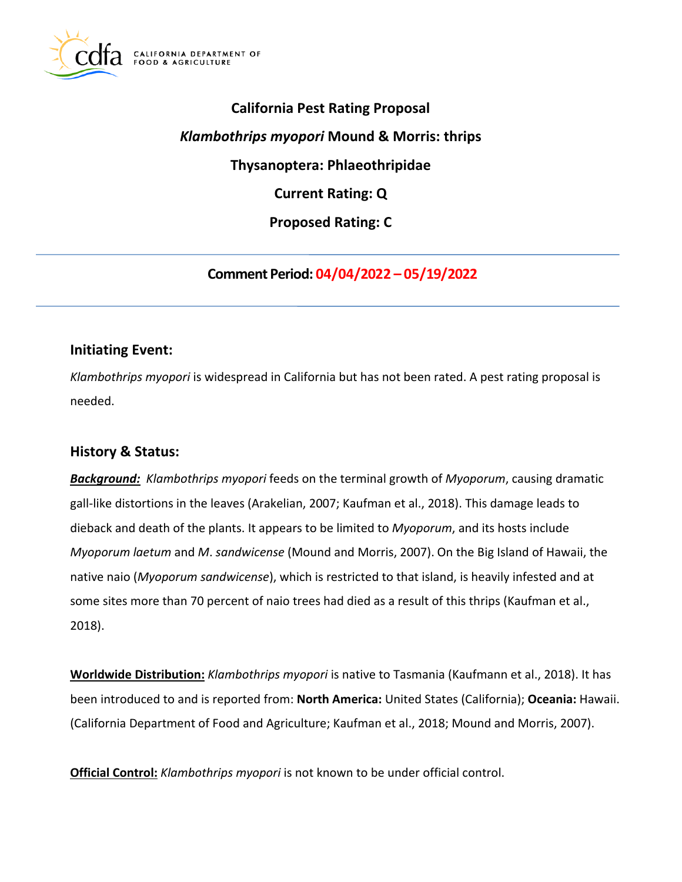# California Pest Rating Proposal

## *Klambothrips myopori* Mound & Morris: thrips

## Thysanoptera: Phlaeothripidae

## Current Rating: Q

## Proposed Rating: C

---

**Comment Period: 04/04/2022 – 05/19/2022**

---

## Initiating Event:

*Klambothrips myopori* is widespread in California but has not been rated. A pest rating proposal is needed.

## History & Status:

***Background:*** *Klambothrips myopori* feeds on the terminal growth of *Myoporum*, causing dramatic gall-like distortions in the leaves (Arakelian, 2007; Kaufman et al., 2018). This damage leads to dieback and death of the plants. It appears to be limited to *Myoporum*, and its hosts include *Myoporum laetum* and *M*. *sandwicense* (Mound and Morris, 2007). On the Big Island of Hawaii, the native naio (*Myoporum sandwicense*), which is restricted to that island, is heavily infested and at some sites more than 70 percent of naio trees had died as a result of this thrips (Kaufman et al., 2018).

**Worldwide Distribution:** *Klambothrips myopori* is native to Tasmania (Kaufmann et al., 2018). It has been introduced to and is reported from: **North America:** United States (California); **Oceania:** Hawaii. (California Department of Food and Agriculture; Kaufman et al., 2018; Mound and Morris, 2007).

**Official Control:** *Klambothrips myopori* is not known to be under official control.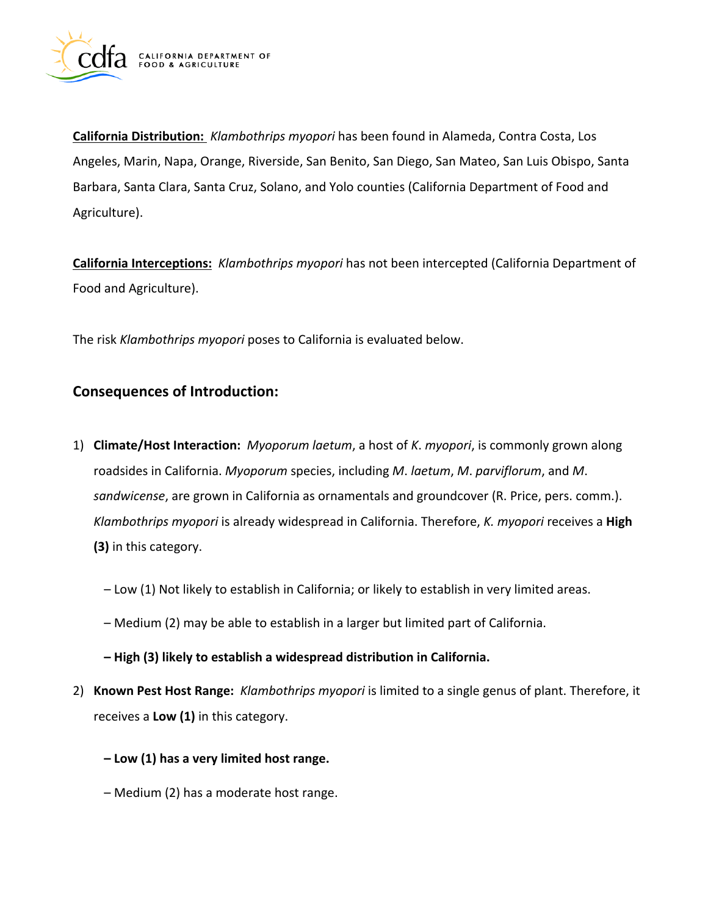**California Distribution:** *Klambothrips myopori* has been found in Alameda, Contra Costa, Los Angeles, Marin, Napa, Orange, Riverside, San Benito, San Diego, San Mateo, San Luis Obispo, Santa Barbara, Santa Clara, Santa Cruz, Solano, and Yolo counties (California Department of Food and Agriculture).

**California Interceptions:** *Klambothrips myopori* has not been intercepted (California Department of Food and Agriculture).

The risk *Klambothrips myopori* poses to California is evaluated below.

## Consequences of Introduction:

1) **Climate/Host Interaction:** *Myoporum laetum*, a host of *K. myopori*, is commonly grown along roadsides in California. *Myoporum* species, including *M. laetum*, *M. parviflorum*, and *M. sandwicense*, are grown in California as ornamentals and groundcover (R. Price, pers. comm.). *Klambothrips myopori* is already widespread in California. Therefore, *K. myopori* receives a **High (3)** in this category.

   – Low (1) Not likely to establish in California; or likely to establish in very limited areas.

   – Medium (2) may be able to establish in a larger but limited part of California.

   **– High (3) likely to establish a widespread distribution in California.**

2) **Known Pest Host Range:** *Klambothrips myopori* is limited to a single genus of plant. Therefore, it receives a **Low (1)** in this category.

   **– Low (1) has a very limited host range.**

   – Medium (2) has a moderate host range.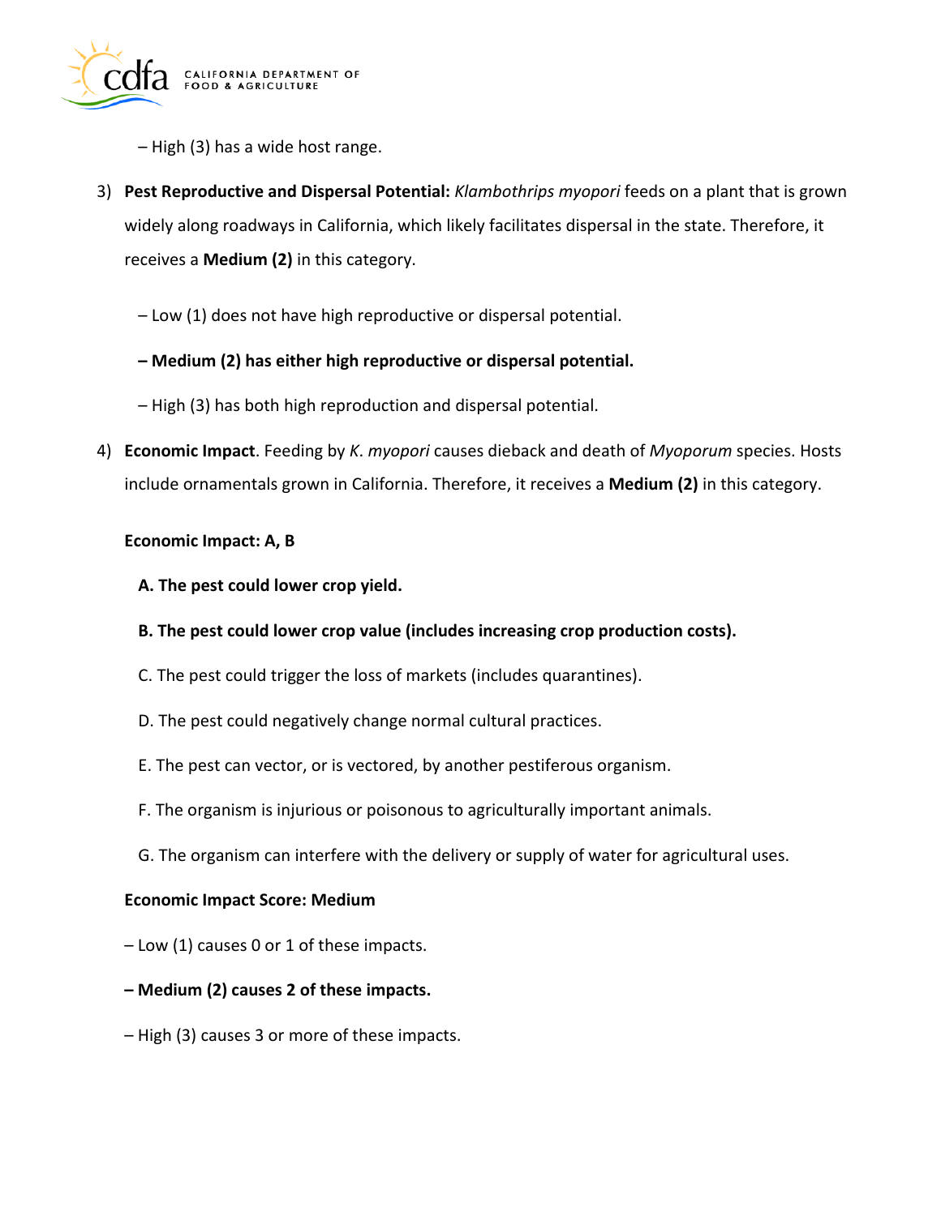– High (3) has a wide host range.

3) **Pest Reproductive and Dispersal Potential:** *Klambothrips myopori* feeds on a plant that is grown widely along roadways in California, which likely facilitates dispersal in the state. Therefore, it receives a **Medium (2)** in this category.

   – Low (1) does not have high reproductive or dispersal potential.

   **– Medium (2) has either high reproductive or dispersal potential.**

   – High (3) has both high reproduction and dispersal potential.

4) **Economic Impact**. Feeding by *K. myopori* causes dieback and death of *Myoporum* species. Hosts include ornamentals grown in California. Therefore, it receives a **Medium (2)** in this category.

   **Economic Impact: A, B**

   **A. The pest could lower crop yield.**

   **B. The pest could lower crop value (includes increasing crop production costs).**

   C. The pest could trigger the loss of markets (includes quarantines).

   D. The pest could negatively change normal cultural practices.

   E. The pest can vector, or is vectored, by another pestiferous organism.

   F. The organism is injurious or poisonous to agriculturally important animals.

   G. The organism can interfere with the delivery or supply of water for agricultural uses.

   **Economic Impact Score: Medium**

   – Low (1) causes 0 or 1 of these impacts.

   **– Medium (2) causes 2 of these impacts.**

   – High (3) causes 3 or more of these impacts.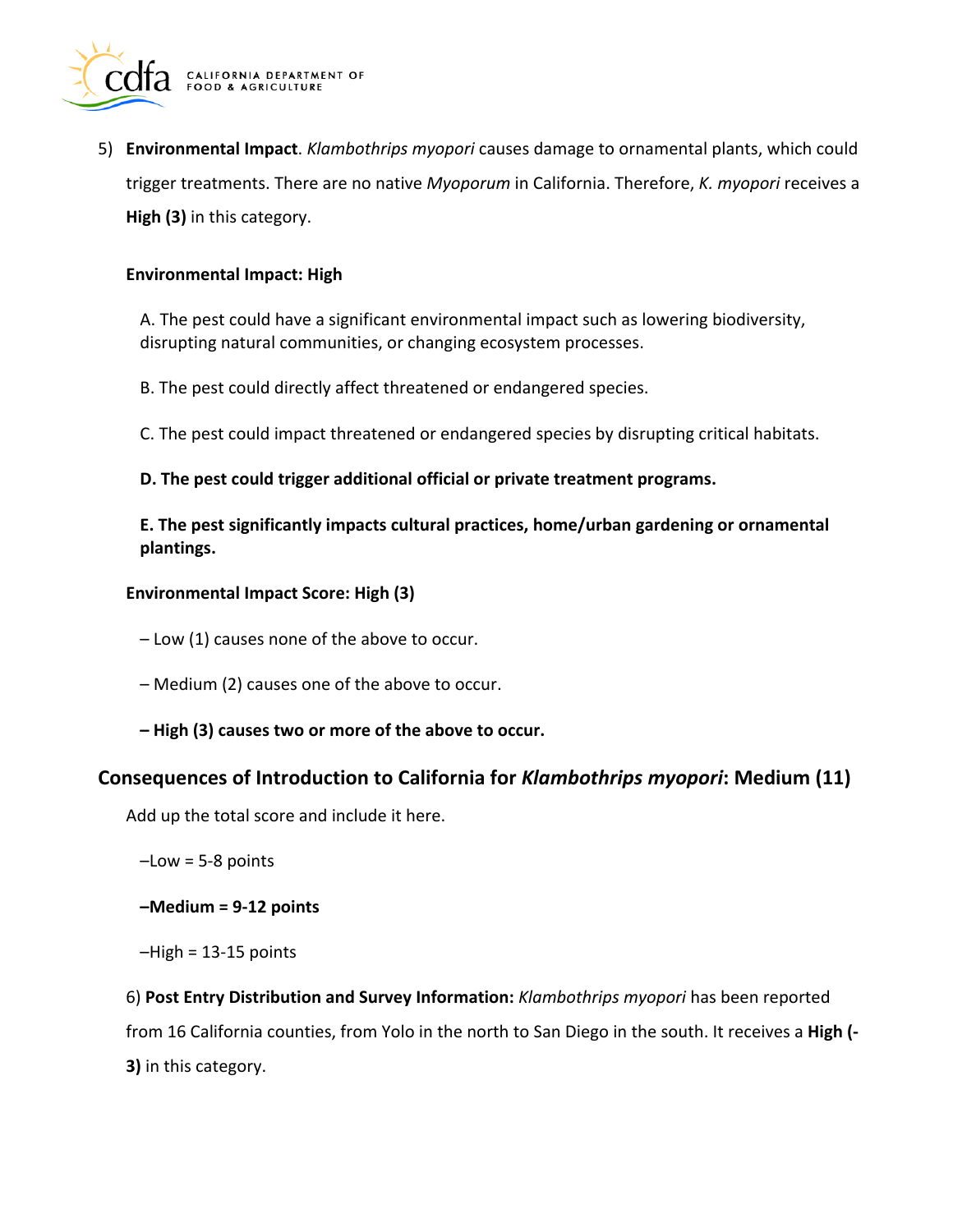5) **Environmental Impact**. *Klambothrips myopori* causes damage to ornamental plants, which could trigger treatments. There are no native *Myoporum* in California. Therefore, *K. myopori* receives a **High (3)** in this category.

**Environmental Impact: High**

A. The pest could have a significant environmental impact such as lowering biodiversity, disrupting natural communities, or changing ecosystem processes.

B. The pest could directly affect threatened or endangered species.

C. The pest could impact threatened or endangered species by disrupting critical habitats.

**D. The pest could trigger additional official or private treatment programs.**

**E. The pest significantly impacts cultural practices, home/urban gardening or ornamental plantings.**

**Environmental Impact Score: High (3)**

– Low (1) causes none of the above to occur.

– Medium (2) causes one of the above to occur.

**– High (3) causes two or more of the above to occur.**

## Consequences of Introduction to California for *Klambothrips myopori*: Medium (11)

Add up the total score and include it here.

–Low = 5-8 points

**–Medium = 9-12 points**

–High = 13-15 points

6) **Post Entry Distribution and Survey Information:** *Klambothrips myopori* has been reported from 16 California counties, from Yolo in the north to San Diego in the south. It receives a **High (-3)** in this category.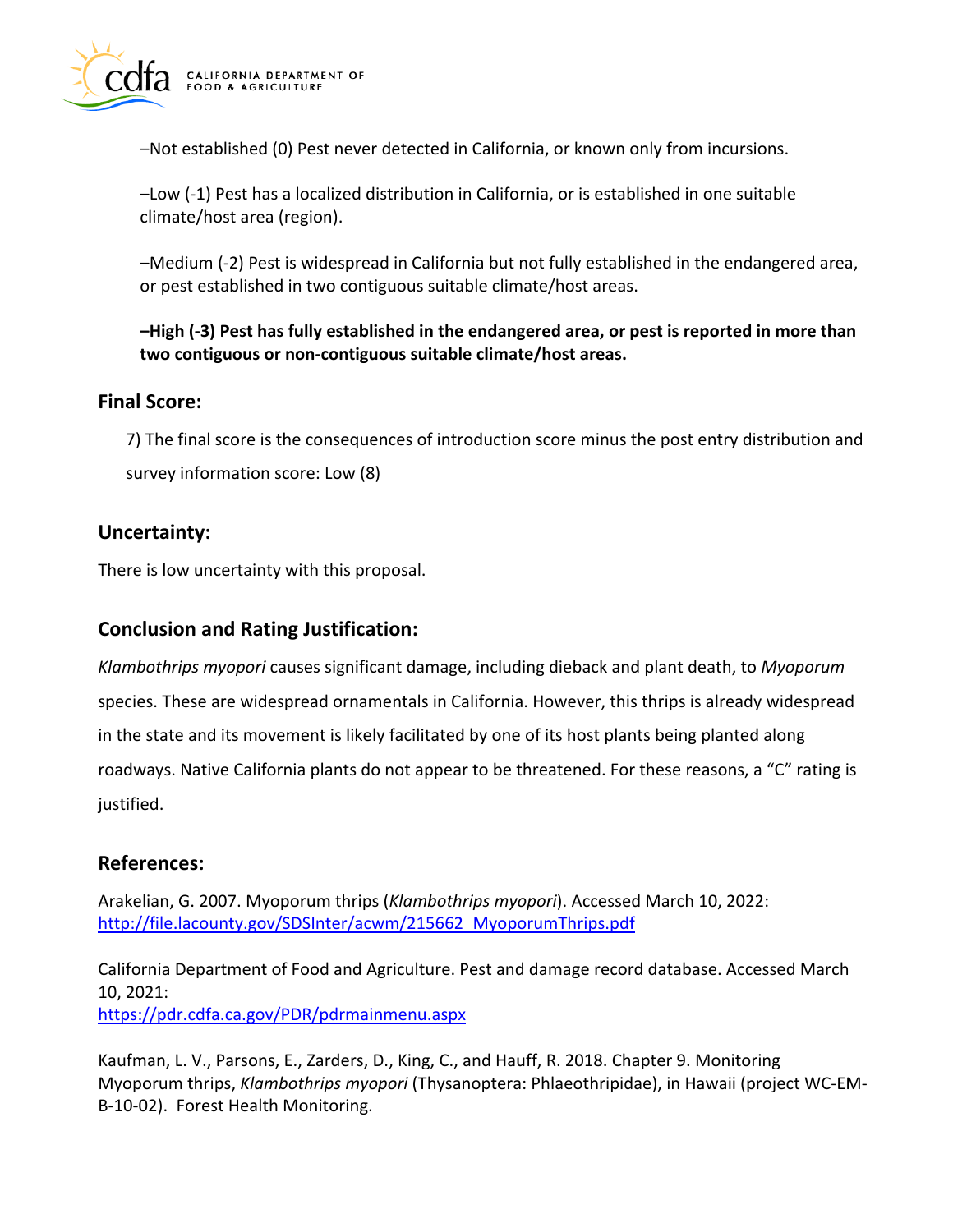–Not established (0) Pest never detected in California, or known only from incursions.

–Low (-1) Pest has a localized distribution in California, or is established in one suitable climate/host area (region).

–Medium (-2) Pest is widespread in California but not fully established in the endangered area, or pest established in two contiguous suitable climate/host areas.

**–High (-3) Pest has fully established in the endangered area, or pest is reported in more than two contiguous or non-contiguous suitable climate/host areas.**

## Final Score:

7) The final score is the consequences of introduction score minus the post entry distribution and survey information score: Low (8)

## Uncertainty:

There is low uncertainty with this proposal.

## Conclusion and Rating Justification:

*Klambothrips myopori* causes significant damage, including dieback and plant death, to *Myoporum* species. These are widespread ornamentals in California. However, this thrips is already widespread in the state and its movement is likely facilitated by one of its host plants being planted along roadways. Native California plants do not appear to be threatened. For these reasons, a "C" rating is justified.

## References:

Arakelian, G. 2007. Myoporum thrips (*Klambothrips myopori*). Accessed March 10, 2022: http://file.lacounty.gov/SDSInter/acwm/215662_MyoporumThrips.pdf

California Department of Food and Agriculture. Pest and damage record database. Accessed March 10, 2021: https://pdr.cdfa.ca.gov/PDR/pdrmainmenu.aspx

Kaufman, L. V., Parsons, E., Zarders, D., King, C., and Hauff, R. 2018. Chapter 9. Monitoring Myoporum thrips, *Klambothrips myopori* (Thysanoptera: Phlaeothripidae), in Hawaii (project WC-EM-B-10-02). Forest Health Monitoring.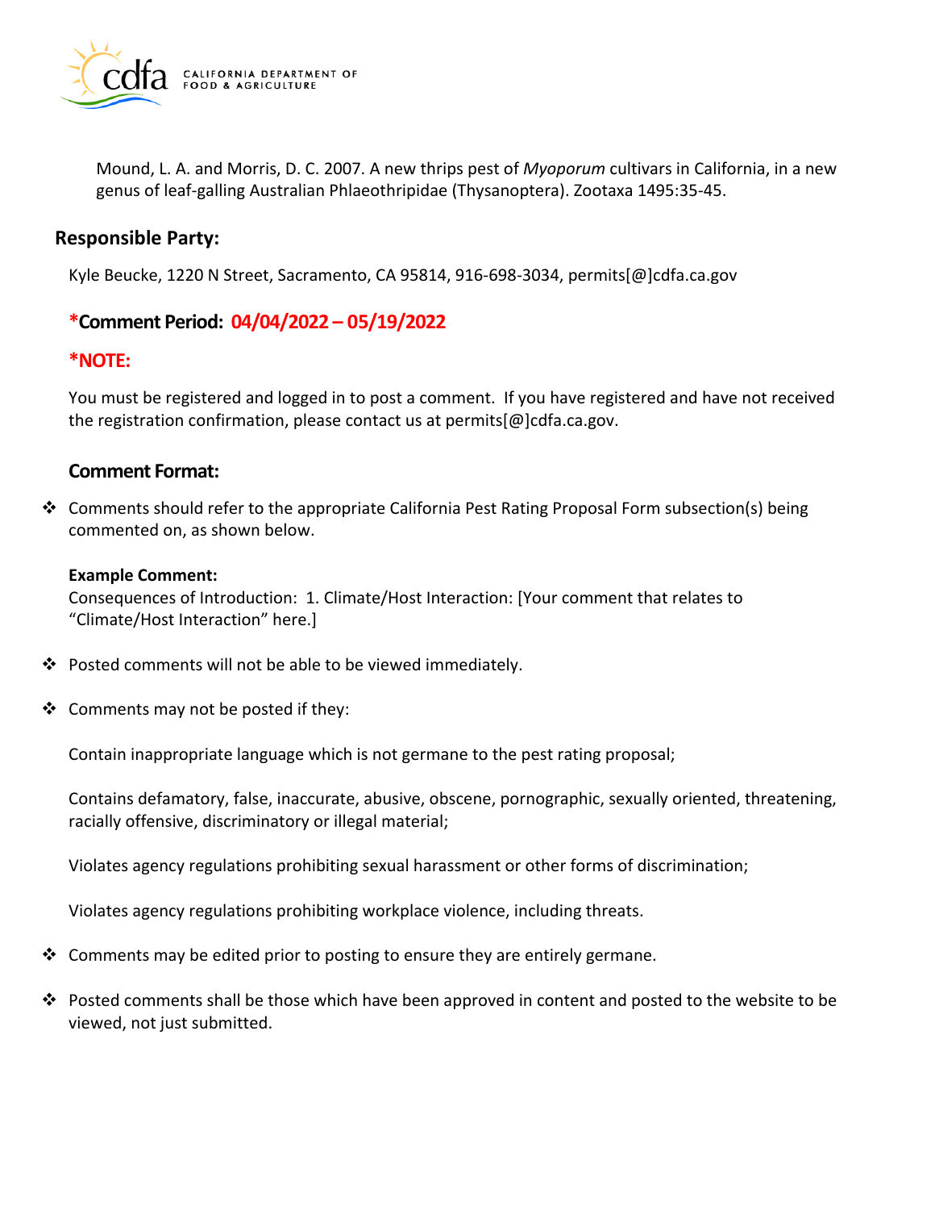Mound, L. A. and Morris, D. C. 2007. A new thrips pest of *Myoporum* cultivars in California, in a new genus of leaf-galling Australian Phlaeothripidae (Thysanoptera). Zootaxa 1495:35-45.

## Responsible Party:

Kyle Beucke, 1220 N Street, Sacramento, CA 95814, 916-698-3034, permits[@]cdfa.ca.gov

### *Comment Period: 04/04/2022 – 05/19/2022

### *NOTE:

You must be registered and logged in to post a comment. If you have registered and have not received the registration confirmation, please contact us at permits[@]cdfa.ca.gov.

### Comment Format:

- Comments should refer to the appropriate California Pest Rating Proposal Form subsection(s) being commented on, as shown below.

  **Example Comment:**
  Consequences of Introduction: 1. Climate/Host Interaction: [Your comment that relates to "Climate/Host Interaction" here.]

- Posted comments will not be able to be viewed immediately.

- Comments may not be posted if they:

  Contain inappropriate language which is not germane to the pest rating proposal;

  Contains defamatory, false, inaccurate, abusive, obscene, pornographic, sexually oriented, threatening, racially offensive, discriminatory or illegal material;

  Violates agency regulations prohibiting sexual harassment or other forms of discrimination;

  Violates agency regulations prohibiting workplace violence, including threats.

- Comments may be edited prior to posting to ensure they are entirely germane.

- Posted comments shall be those which have been approved in content and posted to the website to be viewed, not just submitted.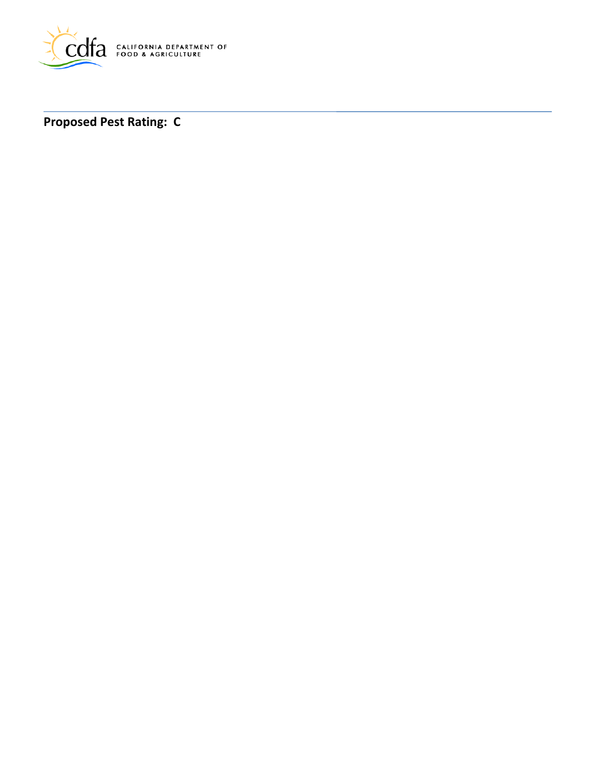**Proposed Pest Rating: C**